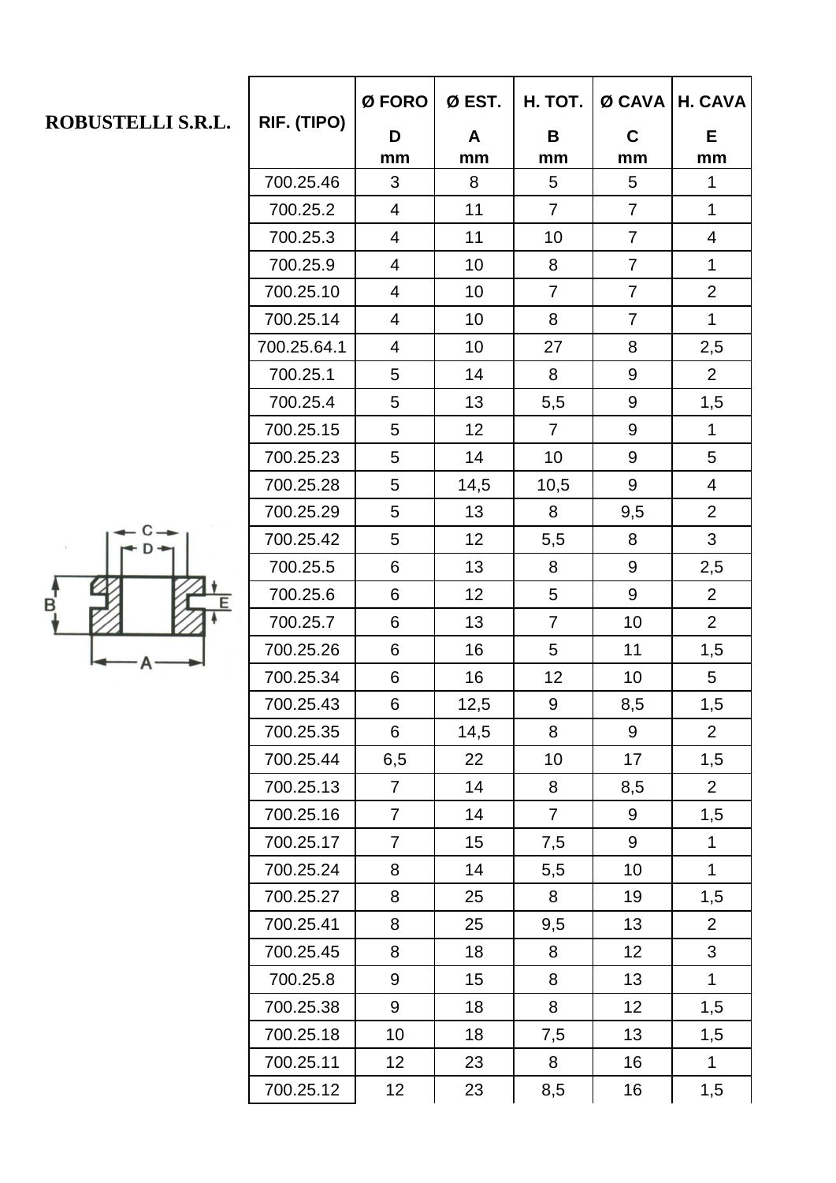**ROBUSTELLI S.R.L.**

| RIF. (TIPO) | Ø FORO D mm | Ø EST. A mm | H. TOT. B mm | Ø CAVA C mm | H. CAVA E mm |
|---|---|---|---|---|---|
| 700.25.46 | 3 | 8 | 5 | 5 | 1 |
| 700.25.2 | 4 | 11 | 7 | 7 | 1 |
| 700.25.3 | 4 | 11 | 10 | 7 | 4 |
| 700.25.9 | 4 | 10 | 8 | 7 | 1 |
| 700.25.10 | 4 | 10 | 7 | 7 | 2 |
| 700.25.14 | 4 | 10 | 8 | 7 | 1 |
| 700.25.64.1 | 4 | 10 | 27 | 8 | 2,5 |
| 700.25.1 | 5 | 14 | 8 | 9 | 2 |
| 700.25.4 | 5 | 13 | 5,5 | 9 | 1,5 |
| 700.25.15 | 5 | 12 | 7 | 9 | 1 |
| 700.25.23 | 5 | 14 | 10 | 9 | 5 |
| 700.25.28 | 5 | 14,5 | 10,5 | 9 | 4 |
| 700.25.29 | 5 | 13 | 8 | 9,5 | 2 |
| 700.25.42 | 5 | 12 | 5,5 | 8 | 3 |
| 700.25.5 | 6 | 13 | 8 | 9 | 2,5 |
| 700.25.6 | 6 | 12 | 5 | 9 | 2 |
| 700.25.7 | 6 | 13 | 7 | 10 | 2 |
| 700.25.26 | 6 | 16 | 5 | 11 | 1,5 |
| 700.25.34 | 6 | 16 | 12 | 10 | 5 |
| 700.25.43 | 6 | 12,5 | 9 | 8,5 | 1,5 |
| 700.25.35 | 6 | 14,5 | 8 | 9 | 2 |
| 700.25.44 | 6,5 | 22 | 10 | 17 | 1,5 |
| 700.25.13 | 7 | 14 | 8 | 8,5 | 2 |
| 700.25.16 | 7 | 14 | 7 | 9 | 1,5 |
| 700.25.17 | 7 | 15 | 7,5 | 9 | 1 |
| 700.25.24 | 8 | 14 | 5,5 | 10 | 1 |
| 700.25.27 | 8 | 25 | 8 | 19 | 1,5 |
| 700.25.41 | 8 | 25 | 9,5 | 13 | 2 |
| 700.25.45 | 8 | 18 | 8 | 12 | 3 |
| 700.25.8 | 9 | 15 | 8 | 13 | 1 |
| 700.25.38 | 9 | 18 | 8 | 12 | 1,5 |
| 700.25.18 | 10 | 18 | 7,5 | 13 | 1,5 |
| 700.25.11 | 12 | 23 | 8 | 16 | 1 |
| 700.25.12 | 12 | 23 | 8,5 | 16 | 1,5 |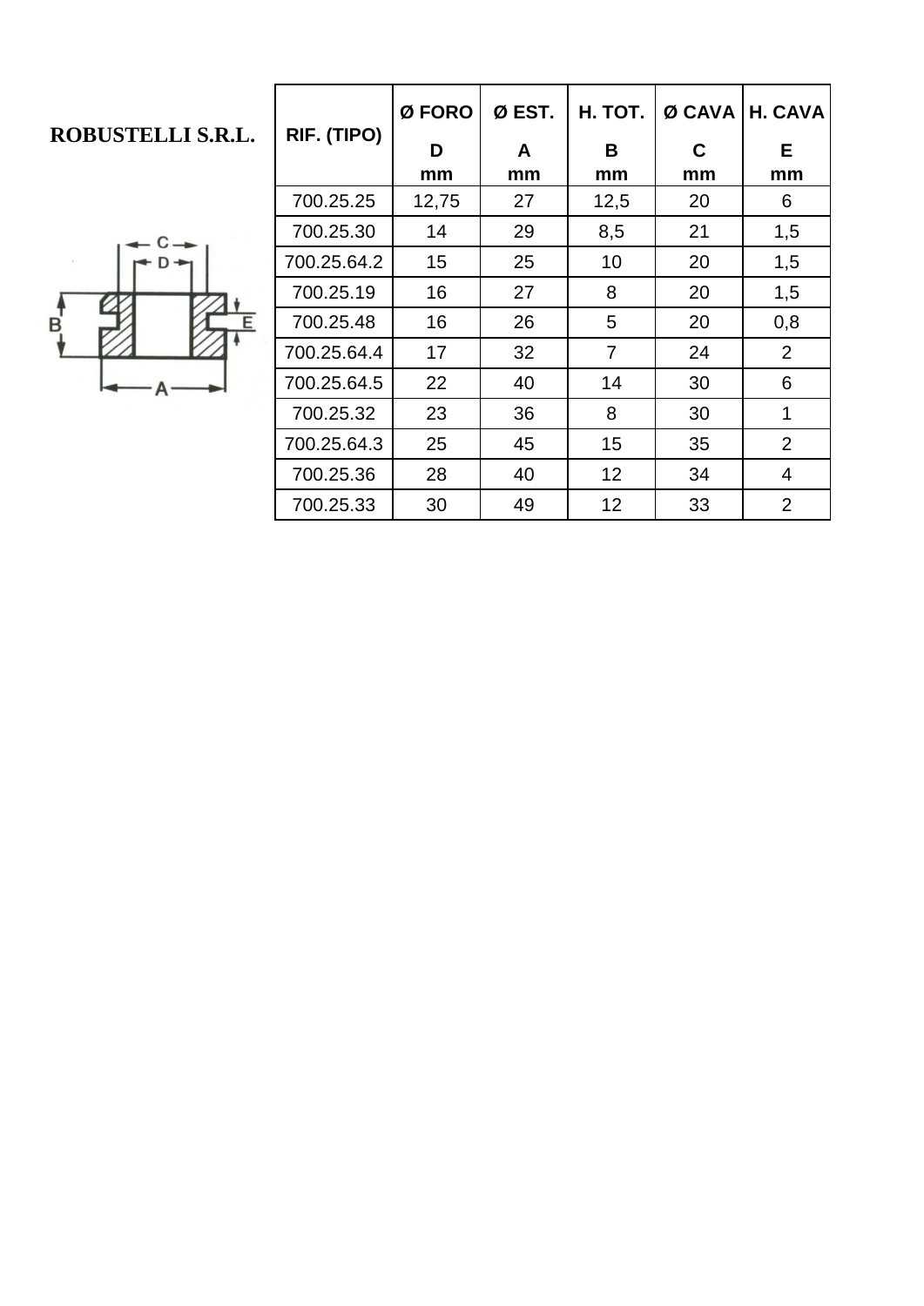**ROBUSTELLI S.R.L.**

| RIF. (TIPO) | Ø FORO D mm | Ø EST. A mm | H. TOT. B mm | Ø CAVA C mm | H. CAVA E mm |
|---|---|---|---|---|---|
| 700.25.25 | 12,75 | 27 | 12,5 | 20 | 6 |
| 700.25.30 | 14 | 29 | 8,5 | 21 | 1,5 |
| 700.25.64.2 | 15 | 25 | 10 | 20 | 1,5 |
| 700.25.19 | 16 | 27 | 8 | 20 | 1,5 |
| 700.25.48 | 16 | 26 | 5 | 20 | 0,8 |
| 700.25.64.4 | 17 | 32 | 7 | 24 | 2 |
| 700.25.64.5 | 22 | 40 | 14 | 30 | 6 |
| 700.25.32 | 23 | 36 | 8 | 30 | 1 |
| 700.25.64.3 | 25 | 45 | 15 | 35 | 2 |
| 700.25.36 | 28 | 40 | 12 | 34 | 4 |
| 700.25.33 | 30 | 49 | 12 | 33 | 2 |